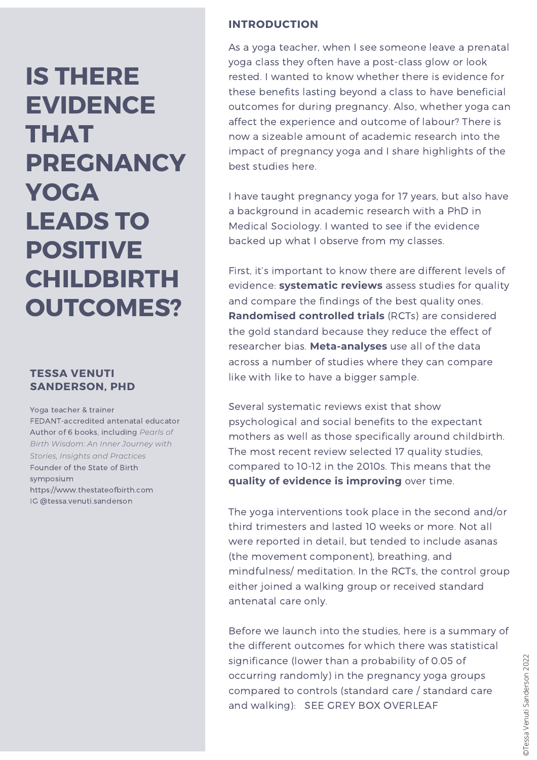# IS THERE EVIDENCE THAT PREGNANCY YOGA LEADS TO POSITIVE CHILDBIRTH OUTCOMES?

**TESSA VENUTI SANDERSON, PHD**

Yoga teacher & trainer
FEDANT-accredited antenatal educator
Author of 6 books, including *Pearls of Birth Wisdom: An Inner Journey with Stories, Insights and Practices*
Founder of the State of Birth symposium
https://www.thestateofbirth.com
IG @tessa.venuti.sanderson

## INTRODUCTION

As a yoga teacher, when I see someone leave a prenatal yoga class they often have a post-class glow or look rested. I wanted to know whether there is evidence for these benefits lasting beyond a class to have beneficial outcomes for during pregnancy. Also, whether yoga can affect the experience and outcome of labour? There is now a sizeable amount of academic research into the impact of pregnancy yoga and I share highlights of the best studies here.

I have taught pregnancy yoga for 17 years, but also have a background in academic research with a PhD in Medical Sociology. I wanted to see if the evidence backed up what I observe from my classes.

First, it's important to know there are different levels of evidence: **systematic reviews** assess studies for quality and compare the findings of the best quality ones. **Randomised controlled trials** (RCTs) are considered the gold standard because they reduce the effect of researcher bias. **Meta-analyses** use all of the data across a number of studies where they can compare like with like to have a bigger sample.

Several systematic reviews exist that show psychological and social benefits to the expectant mothers as well as those specifically around childbirth. The most recent review selected 17 quality studies, compared to 10-12 in the 2010s. This means that the **quality of evidence is improving** over time.

The yoga interventions took place in the second and/or third trimesters and lasted 10 weeks or more. Not all were reported in detail, but tended to include asanas (the movement component), breathing, and mindfulness/ meditation. In the RCTs, the control group either joined a walking group or received standard antenatal care only.

Before we launch into the studies, here is a summary of the different outcomes for which there was statistical significance (lower than a probability of 0.05 of occurring randomly) in the pregnancy yoga groups compared to controls (standard care / standard care and walking): SEE GREY BOX OVERLEAF

©Tessa Venuti Sanderson 2022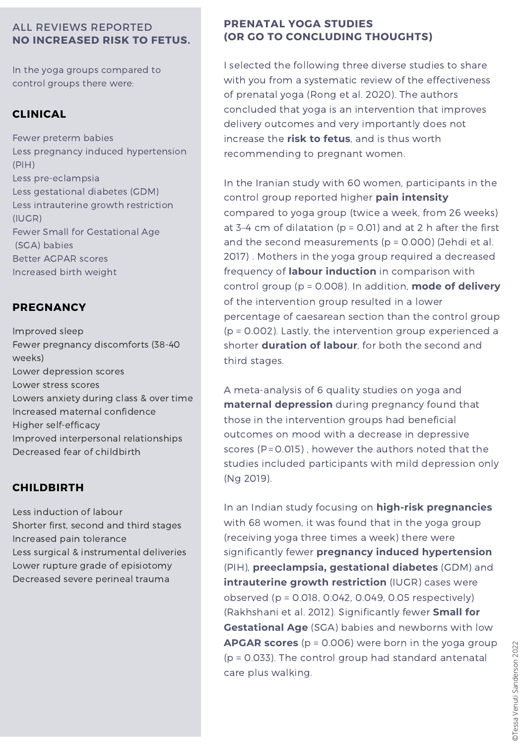## ALL REVIEWS REPORTED **NO INCREASED RISK TO FETUS.**

In the yoga groups compared to control groups there were:

### CLINICAL

Fewer preterm babies
Less pregnancy induced hypertension (PIH)
Less pre-eclampsia
Less gestational diabetes (GDM)
Less intrauterine growth restriction (IUGR)
Fewer Small for Gestational Age (SGA) babies
Better AGPAR scores
Increased birth weight

### PREGNANCY

Improved sleep
Fewer pregnancy discomforts (38-40 weeks)
Lower depression scores
Lower stress scores
Lowers anxiety during class & over time
Increased maternal confidence
Higher self-efficacy
Improved interpersonal relationships
Decreased fear of childbirth

### CHILDBIRTH

Less induction of labour
Shorter first, second and third stages
Increased pain tolerance
Less surgical & instrumental deliveries
Lower rupture grade of episiotomy
Decreased severe perineal trauma

## PRENATAL YOGA STUDIES (OR GO TO CONCLUDING THOUGHTS)

I selected the following three diverse studies to share with you from a systematic review of the effectiveness of prenatal yoga (Rong et al. 2020). The authors concluded that yoga is an intervention that improves delivery outcomes and very importantly does not increase the **risk to fetus**, and is thus worth recommending to pregnant women.

In the Iranian study with 60 women, participants in the control group reported higher **pain intensity** compared to yoga group (twice a week, from 26 weeks) at 3–4 cm of dilatation ($p = 0.01$) and at 2 h after the first and the second measurements ($p = 0.000$) (Jehdi et al. 2017) . Mothers in the yoga group required a decreased frequency of **labour induction** in comparison with control group ($p = 0.008$). In addition, **mode of delivery** of the intervention group resulted in a lower percentage of caesarean section than the control group ($p = 0.002$). Lastly, the intervention group experienced a shorter **duration of labour**, for both the second and third stages.

A meta-analysis of 6 quality studies on yoga and **maternal depression** during pregnancy found that those in the intervention groups had beneficial outcomes on mood with a decrease in depressive scores ($P=0.015$) , however the authors noted that the studies included participants with mild depression only (Ng 2019).

In an Indian study focusing on **high-risk pregnancies** with 68 women, it was found that in the yoga group (receiving yoga three times a week) there were significantly fewer **pregnancy induced hypertension** (PIH), **preeclampsia, gestational diabetes** (GDM) and **intrauterine growth restriction** (IUGR) cases were observed ($p = 0.018$, $0.042$, $0.049$, $0.05$ respectively) (Rakhshani et al. 2012). Significantly fewer **Small for Gestational Age** (SGA) babies and newborns with low **APGAR scores** ($p = 0.006$) were born in the yoga group ($p = 0.033$). The control group had standard antenatal care plus walking.

©Tessa Venuti Sanderson 2022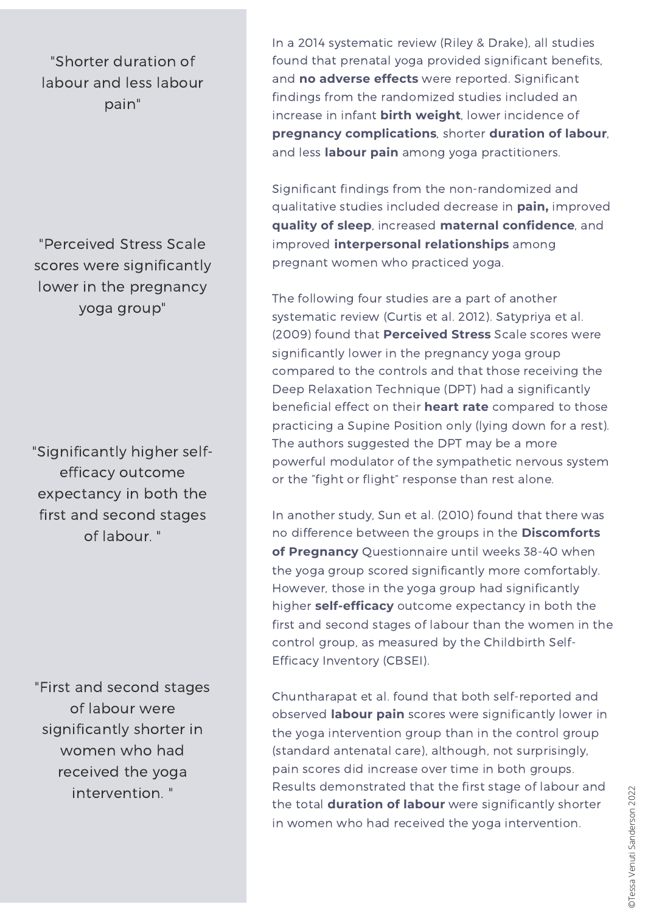"Shorter duration of labour and less labour pain"

In a 2014 systematic review (Riley & Drake), all studies found that prenatal yoga provided significant benefits, and **no adverse effects** were reported. Significant findings from the randomized studies included an increase in infant **birth weight**, lower incidence of **pregnancy complications**, shorter **duration of labour**, and less **labour pain** among yoga practitioners.

Significant findings from the non-randomized and qualitative studies included decrease in **pain,** improved **quality of sleep**, increased **maternal confidence**, and improved **interpersonal relationships** among pregnant women who practiced yoga.

"Perceived Stress Scale scores were significantly lower in the pregnancy yoga group"

The following four studies are a part of another systematic review (Curtis et al. 2012). Satypriya et al. (2009) found that **Perceived Stress** Scale scores were significantly lower in the pregnancy yoga group compared to the controls and that those receiving the Deep Relaxation Technique (DPT) had a significantly beneficial effect on their **heart rate** compared to those practicing a Supine Position only (lying down for a rest). The authors suggested the DPT may be a more powerful modulator of the sympathetic nervous system or the "fight or flight" response than rest alone.

"Significantly higher self-efficacy outcome expectancy in both the first and second stages of labour. "

In another study, Sun et al. (2010) found that there was no difference between the groups in the **Discomforts of Pregnancy** Questionnaire until weeks 38-40 when the yoga group scored significantly more comfortably. However, those in the yoga group had significantly higher **self-efficacy** outcome expectancy in both the first and second stages of labour than the women in the control group, as measured by the Childbirth Self-Efficacy Inventory (CBSEI).

"First and second stages of labour were significantly shorter in women who had received the yoga intervention. "

Chuntharapat et al. found that both self-reported and observed **labour pain** scores were significantly lower in the yoga intervention group than in the control group (standard antenatal care), although, not surprisingly, pain scores did increase over time in both groups. Results demonstrated that the first stage of labour and the total **duration of labour** were significantly shorter in women who had received the yoga intervention.

©Tessa Venuti Sanderson 2022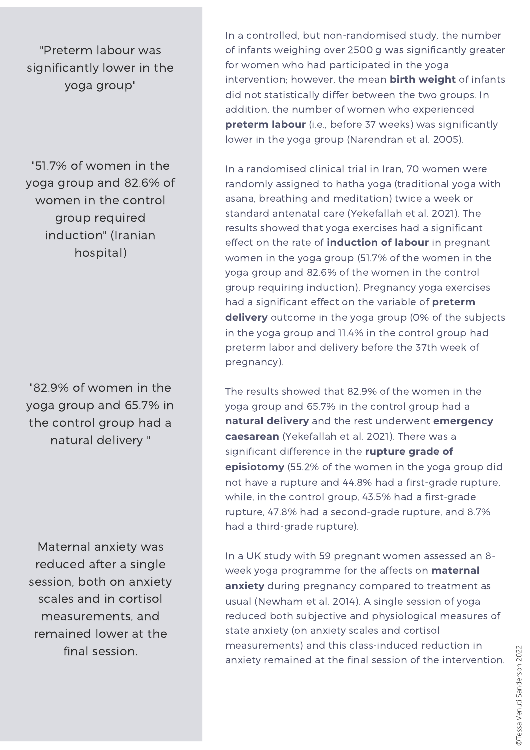"Preterm labour was significantly lower in the yoga group"

In a controlled, but non-randomised study, the number of infants weighing over 2500 g was significantly greater for women who had participated in the yoga intervention; however, the mean **birth weight** of infants did not statistically differ between the two groups. In addition, the number of women who experienced **preterm labour** (i.e., before 37 weeks) was significantly lower in the yoga group (Narendran et al. 2005).

"51.7% of women in the yoga group and 82.6% of women in the control group required induction" (Iranian hospital)

In a randomised clinical trial in Iran, 70 women were randomly assigned to hatha yoga (traditional yoga with asana, breathing and meditation) twice a week or standard antenatal care (Yekefallah et al. 2021). The results showed that yoga exercises had a significant effect on the rate of **induction of labour** in pregnant women in the yoga group (51.7% of the women in the yoga group and 82.6% of the women in the control group requiring induction). Pregnancy yoga exercises had a significant effect on the variable of **preterm delivery** outcome in the yoga group (0% of the subjects in the yoga group and 11.4% in the control group had preterm labor and delivery before the 37th week of pregnancy).

"82.9% of women in the yoga group and 65.7% in the control group had a natural delivery "

The results showed that 82.9% of the women in the yoga group and 65.7% in the control group had a **natural delivery** and the rest underwent **emergency caesarean** (Yekefallah et al. 2021). There was a significant difference in the **rupture grade of episiotomy** (55.2% of the women in the yoga group did not have a rupture and 44.8% had a first-grade rupture, while, in the control group, 43.5% had a first-grade rupture, 47.8% had a second-grade rupture, and 8.7% had a third-grade rupture).

Maternal anxiety was reduced after a single session, both on anxiety scales and in cortisol measurements, and remained lower at the final session.

In a UK study with 59 pregnant women assessed an 8-week yoga programme for the affects on **maternal anxiety** during pregnancy compared to treatment as usual (Newham et al. 2014). A single session of yoga reduced both subjective and physiological measures of state anxiety (on anxiety scales and cortisol measurements) and this class-induced reduction in anxiety remained at the final session of the intervention.

©Tessa Venuti Sanderson 2022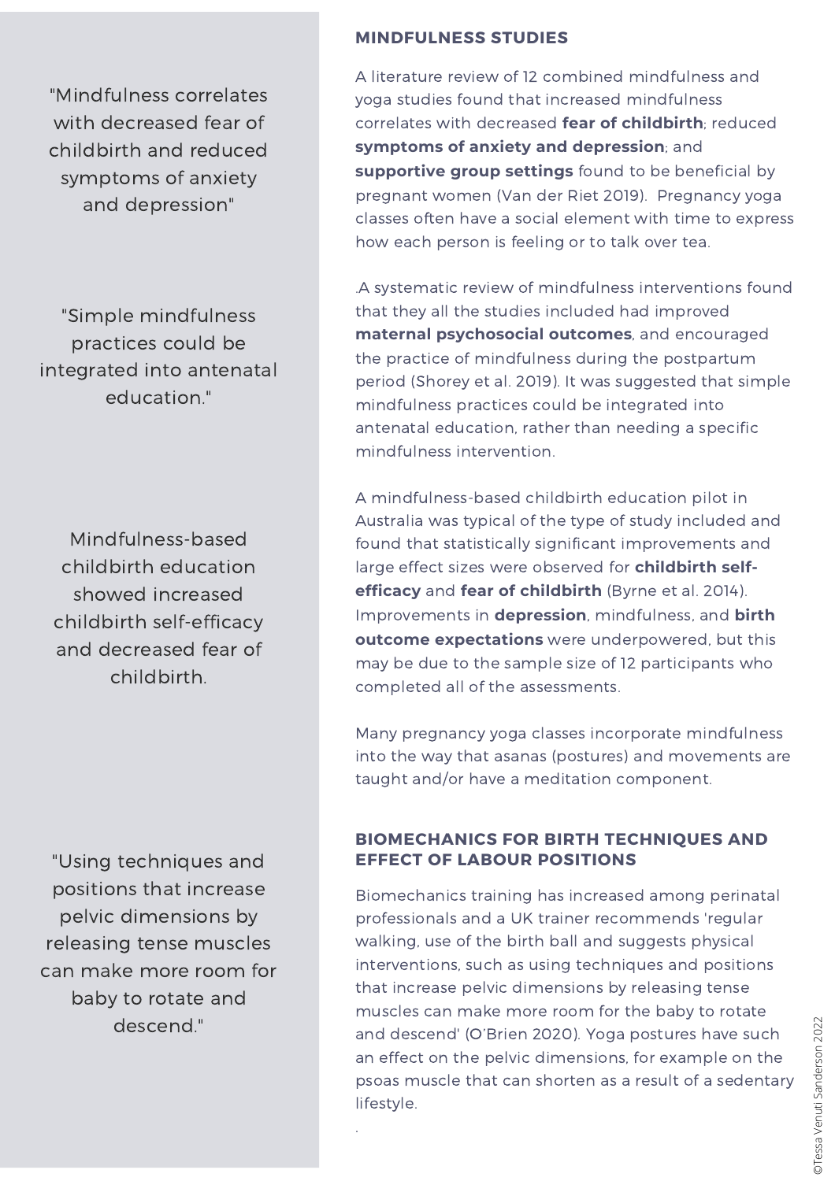"Mindfulness correlates with decreased fear of childbirth and reduced symptoms of anxiety and depression"

"Simple mindfulness practices could be integrated into antenatal education."

Mindfulness-based childbirth education showed increased childbirth self-efficacy and decreased fear of childbirth.

"Using techniques and positions that increase pelvic dimensions by releasing tense muscles can make more room for baby to rotate and descend."

## MINDFULNESS STUDIES

A literature review of 12 combined mindfulness and yoga studies found that increased mindfulness correlates with decreased **fear of childbirth**; reduced **symptoms of anxiety and depression**; and **supportive group settings** found to be beneficial by pregnant women (Van der Riet 2019). Pregnancy yoga classes often have a social element with time to express how each person is feeling or to talk over tea.

.A systematic review of mindfulness interventions found that they all the studies included had improved **maternal psychosocial outcomes**, and encouraged the practice of mindfulness during the postpartum period (Shorey et al. 2019). It was suggested that simple mindfulness practices could be integrated into antenatal education, rather than needing a specific mindfulness intervention.

A mindfulness-based childbirth education pilot in Australia was typical of the type of study included and found that statistically significant improvements and large effect sizes were observed for **childbirth self-efficacy** and **fear of childbirth** (Byrne et al. 2014). Improvements in **depression**, mindfulness, and **birth outcome expectations** were underpowered, but this may be due to the sample size of 12 participants who completed all of the assessments.

Many pregnancy yoga classes incorporate mindfulness into the way that asanas (postures) and movements are taught and/or have a meditation component.

## BIOMECHANICS FOR BIRTH TECHNIQUES AND EFFECT OF LABOUR POSITIONS

Biomechanics training has increased among perinatal professionals and a UK trainer recommends 'regular walking, use of the birth ball and suggests physical interventions, such as using techniques and positions that increase pelvic dimensions by releasing tense muscles can make more room for the baby to rotate and descend' (O'Brien 2020). Yoga postures have such an effect on the pelvic dimensions, for example on the psoas muscle that can shorten as a result of a sedentary lifestyle.

©Tessa Venuti Sanderson 2022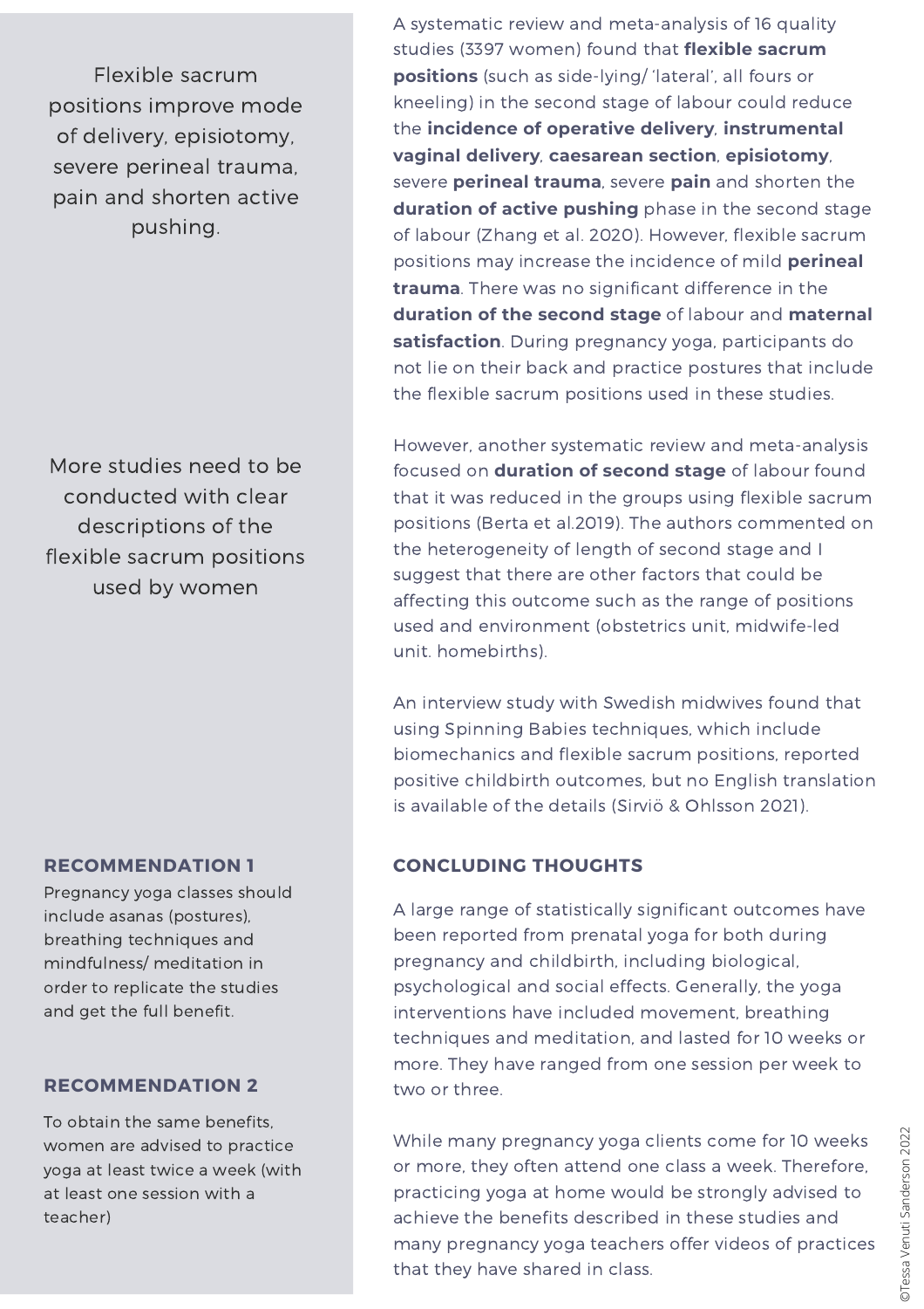Flexible sacrum positions improve mode of delivery, episiotomy, severe perineal trauma, pain and shorten active pushing.

A systematic review and meta-analysis of 16 quality studies (3397 women) found that **flexible sacrum positions** (such as side-lying/ 'lateral', all fours or kneeling) in the second stage of labour could reduce the **incidence of operative delivery**, **instrumental vaginal delivery**, **caesarean section**, **episiotomy**, severe **perineal trauma**, severe **pain** and shorten the **duration of active pushing** phase in the second stage of labour (Zhang et al. 2020). However, flexible sacrum positions may increase the incidence of mild **perineal trauma**. There was no significant difference in the **duration of the second stage** of labour and **maternal satisfaction**. During pregnancy yoga, participants do not lie on their back and practice postures that include the flexible sacrum positions used in these studies.

More studies need to be conducted with clear descriptions of the flexible sacrum positions used by women

However, another systematic review and meta-analysis focused on **duration of second stage** of labour found that it was reduced in the groups using flexible sacrum positions (Berta et al.2019). The authors commented on the heterogeneity of length of second stage and I suggest that there are other factors that could be affecting this outcome such as the range of positions used and environment (obstetrics unit, midwife-led unit. homebirths).

An interview study with Swedish midwives found that using Spinning Babies techniques, which include biomechanics and flexible sacrum positions, reported positive childbirth outcomes, but no English translation is available of the details (Sirviö & Ohlsson 2021).

## CONCLUDING THOUGHTS

A large range of statistically significant outcomes have been reported from prenatal yoga for both during pregnancy and childbirth, including biological, psychological and social effects. Generally, the yoga interventions have included movement, breathing techniques and meditation, and lasted for 10 weeks or more. They have ranged from one session per week to two or three.

While many pregnancy yoga clients come for 10 weeks or more, they often attend one class a week. Therefore, practicing yoga at home would be strongly advised to achieve the benefits described in these studies and many pregnancy yoga teachers offer videos of practices that they have shared in class.

### RECOMMENDATION 1

Pregnancy yoga classes should include asanas (postures), breathing techniques and mindfulness/ meditation in order to replicate the studies and get the full benefit.

### RECOMMENDATION 2

To obtain the same benefits, women are advised to practice yoga at least twice a week (with at least one session with a teacher)

©Tessa Venuti Sanderson 2022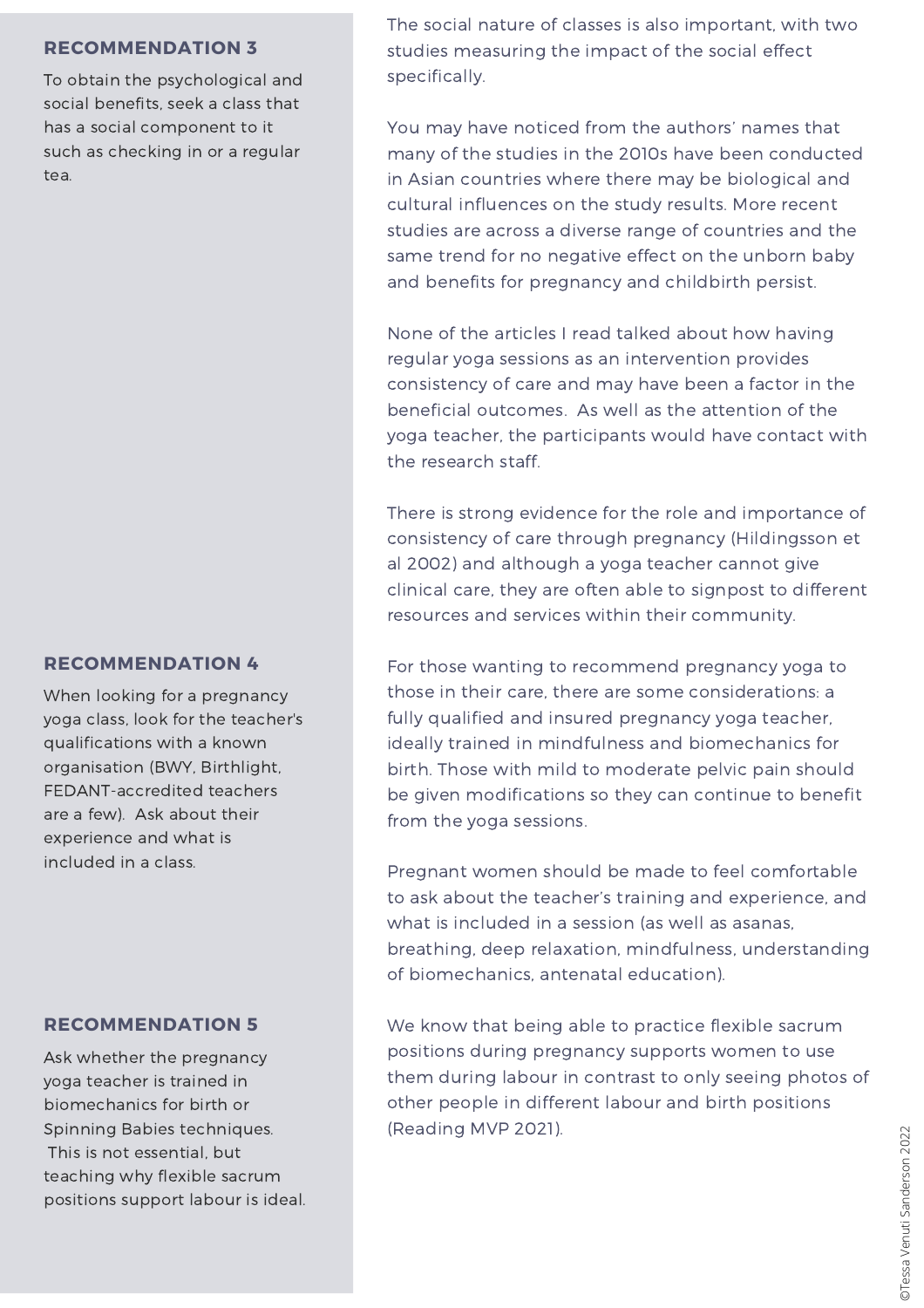### RECOMMENDATION 3

To obtain the psychological and social benefits, seek a class that has a social component to it such as checking in or a regular tea.

### RECOMMENDATION 4

When looking for a pregnancy yoga class, look for the teacher's qualifications with a known organisation (BWY, Birthlight, FEDANT-accredited teachers are a few). Ask about their experience and what is included in a class.

### RECOMMENDATION 5

Ask whether the pregnancy yoga teacher is trained in biomechanics for birth or Spinning Babies techniques. This is not essential, but teaching why flexible sacrum positions support labour is ideal.

The social nature of classes is also important, with two studies measuring the impact of the social effect specifically.

You may have noticed from the authors' names that many of the studies in the 2010s have been conducted in Asian countries where there may be biological and cultural influences on the study results. More recent studies are across a diverse range of countries and the same trend for no negative effect on the unborn baby and benefits for pregnancy and childbirth persist.

None of the articles I read talked about how having regular yoga sessions as an intervention provides consistency of care and may have been a factor in the beneficial outcomes. As well as the attention of the yoga teacher, the participants would have contact with the research staff.

There is strong evidence for the role and importance of consistency of care through pregnancy (Hildingsson et al 2002) and although a yoga teacher cannot give clinical care, they are often able to signpost to different resources and services within their community.

For those wanting to recommend pregnancy yoga to those in their care, there are some considerations: a fully qualified and insured pregnancy yoga teacher, ideally trained in mindfulness and biomechanics for birth. Those with mild to moderate pelvic pain should be given modifications so they can continue to benefit from the yoga sessions.

Pregnant women should be made to feel comfortable to ask about the teacher's training and experience, and what is included in a session (as well as asanas, breathing, deep relaxation, mindfulness, understanding of biomechanics, antenatal education).

We know that being able to practice flexible sacrum positions during pregnancy supports women to use them during labour in contrast to only seeing photos of other people in different labour and birth positions (Reading MVP 2021).

©Tessa Venuti Sanderson 2022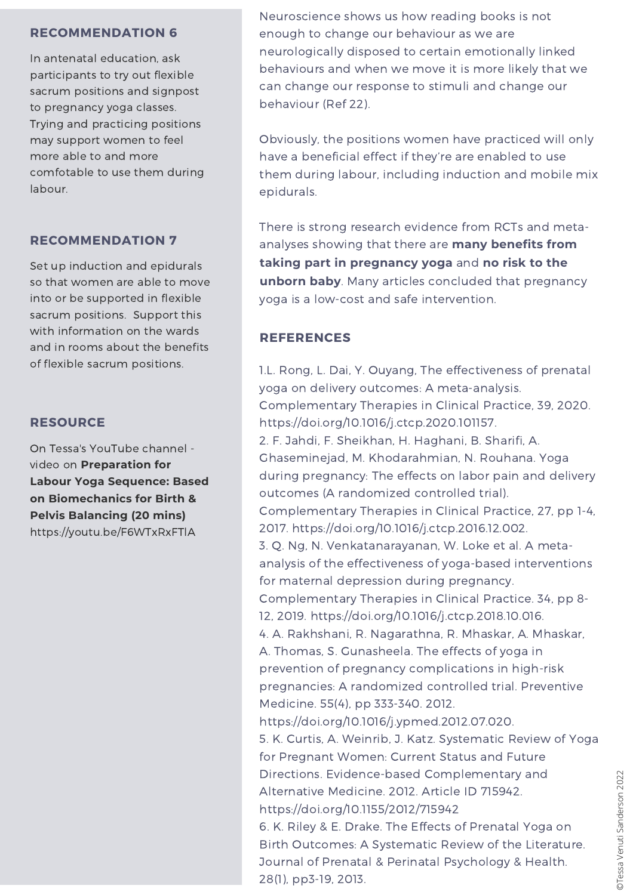## RECOMMENDATION 6

In antenatal education, ask participants to try out flexible sacrum positions and signpost to pregnancy yoga classes. Trying and practicing positions may support women to feel more able to and more comfotable to use them during labour.

## RECOMMENDATION 7

Set up induction and epidurals so that women are able to move into or be supported in flexible sacrum positions. Support this with information on the wards and in rooms about the benefits of flexible sacrum positions.

## RESOURCE

On Tessa's YouTube channel - video on **Preparation for Labour Yoga Sequence: Based on Biomechanics for Birth & Pelvis Balancing (20 mins)** https://youtu.be/F6WTxRxFTIA

Neuroscience shows us how reading books is not enough to change our behaviour as we are neurologically disposed to certain emotionally linked behaviours and when we move it is more likely that we can change our response to stimuli and change our behaviour (Ref 22).

Obviously, the positions women have practiced will only have a beneficial effect if they're are enabled to use them during labour, including induction and mobile mix epidurals.

There is strong research evidence from RCTs and meta-analyses showing that there are **many benefits from taking part in pregnancy yoga** and **no risk to the unborn baby**. Many articles concluded that pregnancy yoga is a low-cost and safe intervention.

## REFERENCES

1. L. Rong, L. Dai, Y. Ouyang, The effectiveness of prenatal yoga on delivery outcomes: A meta-analysis. Complementary Therapies in Clinical Practice, 39, 2020. https://doi.org/10.1016/j.ctcp.2020.101157.
2. F. Jahdi, F. Sheikhan, H. Haghani, B. Sharifi, A. Ghaseminejad, M. Khodarahmian, N. Rouhana. Yoga during pregnancy: The effects on labor pain and delivery outcomes (A randomized controlled trial). Complementary Therapies in Clinical Practice, 27, pp 1-4, 2017. https://doi.org/10.1016/j.ctcp.2016.12.002.
3. Q. Ng, N. Venkatanarayanan, W. Loke et al. A meta-analysis of the effectiveness of yoga-based interventions for maternal depression during pregnancy. Complementary Therapies in Clinical Practice. 34, pp 8-12, 2019. https://doi.org/10.1016/j.ctcp.2018.10.016.
4. A. Rakhshani, R. Nagarathna, R. Mhaskar, A. Mhaskar, A. Thomas, S. Gunasheela. The effects of yoga in prevention of pregnancy complications in high-risk pregnancies: A randomized controlled trial. Preventive Medicine. 55(4), pp 333-340. 2012. https://doi.org/10.1016/j.ypmed.2012.07.020.
5. K. Curtis, A. Weinrib, J. Katz. Systematic Review of Yoga for Pregnant Women: Current Status and Future Directions. Evidence-based Complementary and Alternative Medicine. 2012. Article ID 715942. https://doi.org/10.1155/2012/715942
6. K. Riley & E. Drake. The Effects of Prenatal Yoga on Birth Outcomes: A Systematic Review of the Literature. Journal of Prenatal & Perinatal Psychology & Health. 28(1), pp3-19, 2013.

©Tessa Venuti Sanderson 2022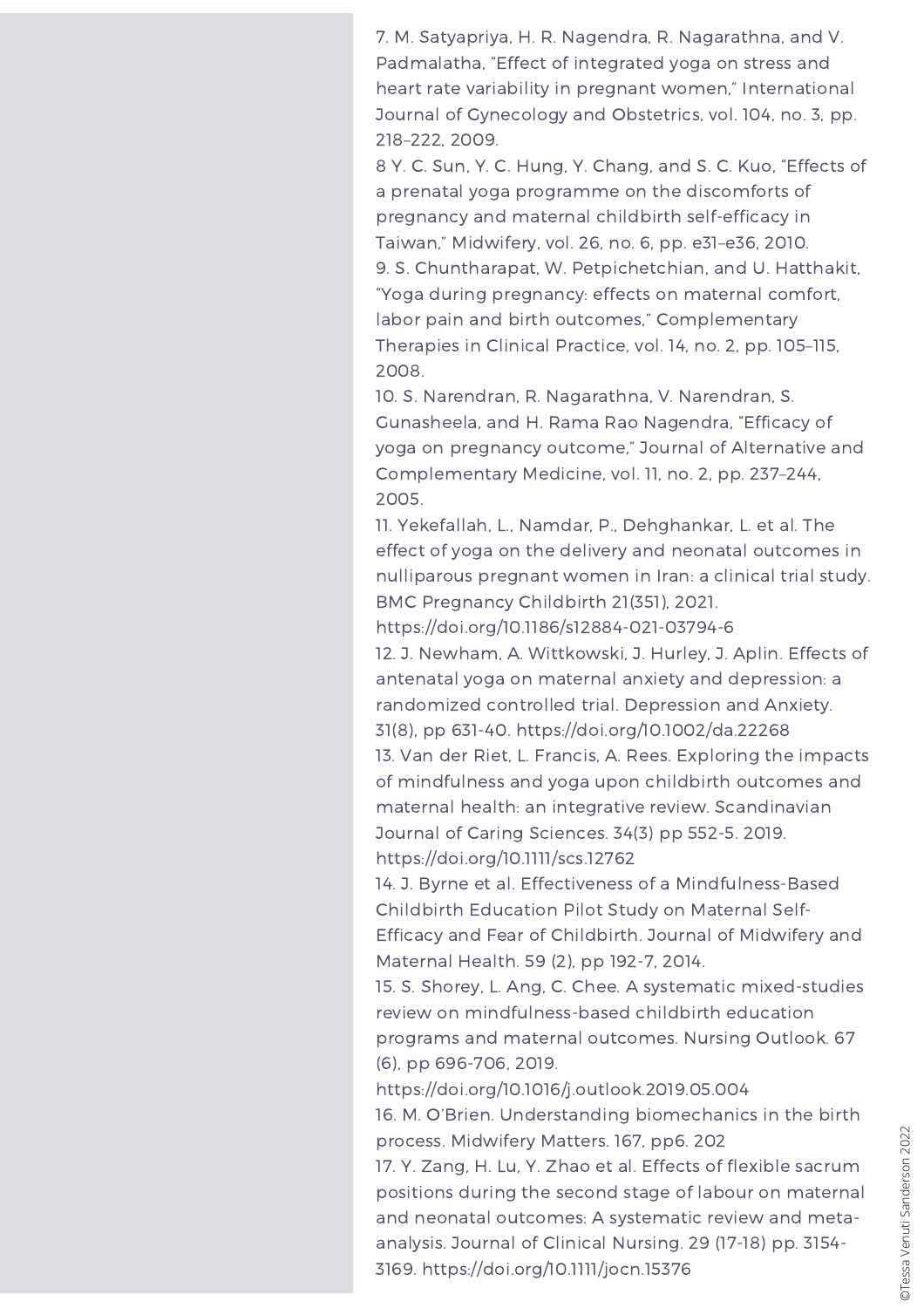7. M. Satyapriya, H. R. Nagendra, R. Nagarathna, and V. Padmalatha, "Effect of integrated yoga on stress and heart rate variability in pregnant women," International Journal of Gynecology and Obstetrics, vol. 104, no. 3, pp. 218–222, 2009.

8 Y. C. Sun, Y. C. Hung, Y. Chang, and S. C. Kuo, "Effects of a prenatal yoga programme on the discomforts of pregnancy and maternal childbirth self-efficacy in Taiwan," Midwifery, vol. 26, no. 6, pp. e31–e36, 2010.

9. S. Chuntharapat, W. Petpichetchian, and U. Hatthakit, "Yoga during pregnancy: effects on maternal comfort, labor pain and birth outcomes," Complementary Therapies in Clinical Practice, vol. 14, no. 2, pp. 105–115, 2008.

10. S. Narendran, R. Nagarathna, V. Narendran, S. Gunasheela, and H. Rama Rao Nagendra, "Efficacy of yoga on pregnancy outcome," Journal of Alternative and Complementary Medicine, vol. 11, no. 2, pp. 237–244, 2005.

11. Yekefallah, L., Namdar, P., Dehghankar, L. et al. The effect of yoga on the delivery and neonatal outcomes in nulliparous pregnant women in Iran: a clinical trial study. BMC Pregnancy Childbirth 21(351), 2021. https://doi.org/10.1186/s12884-021-03794-6

12. J. Newham, A. Wittkowski, J. Hurley, J. Aplin. Effects of antenatal yoga on maternal anxiety and depression: a randomized controlled trial. Depression and Anxiety. 31(8), pp 631-40. https://doi.org/10.1002/da.22268

13. Van der Riet, L. Francis, A. Rees. Exploring the impacts of mindfulness and yoga upon childbirth outcomes and maternal health: an integrative review. Scandinavian Journal of Caring Sciences. 34(3) pp 552-5. 2019. https://doi.org/10.1111/scs.12762

14. J. Byrne et al. Effectiveness of a Mindfulness-Based Childbirth Education Pilot Study on Maternal Self-Efficacy and Fear of Childbirth. Journal of Midwifery and Maternal Health. 59 (2), pp 192-7, 2014.

15. S. Shorey, L. Ang, C. Chee. A systematic mixed-studies review on mindfulness-based childbirth education programs and maternal outcomes. Nursing Outlook. 67 (6), pp 696-706, 2019. https://doi.org/10.1016/j.outlook.2019.05.004

16. M. O'Brien. Understanding biomechanics in the birth process. Midwifery Matters. 167, pp6. 202

17. Y. Zang, H. Lu, Y. Zhao et al. Effects of flexible sacrum positions during the second stage of labour on maternal and neonatal outcomes: A systematic review and meta-analysis. Journal of Clinical Nursing. 29 (17-18) pp. 3154-3169. https://doi.org/10.1111/jocn.15376

©Tessa Venuti Sanderson 2022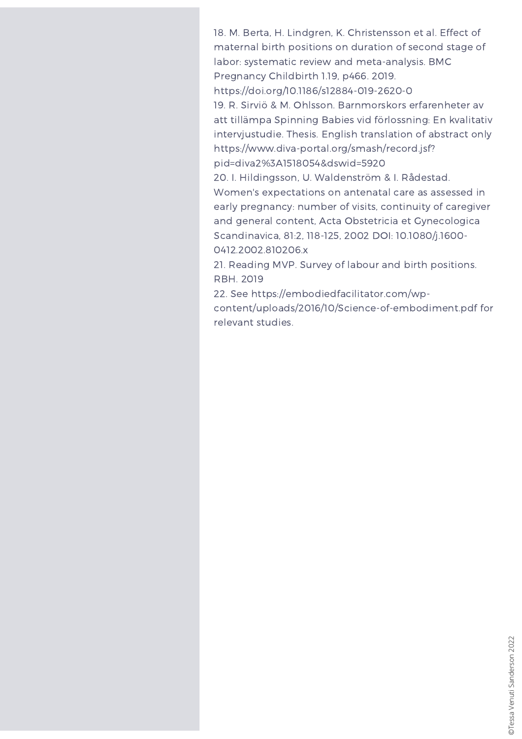18. M. Berta, H. Lindgren, K. Christensson et al. Effect of maternal birth positions on duration of second stage of labor: systematic review and meta-analysis. BMC Pregnancy Childbirth 1.19, p466. 2019. https://doi.org/10.1186/s12884-019-2620-0

19. R. Sirviö & M. Ohlsson. Barnmorskors erfarenheter av att tillämpa Spinning Babies vid förlossning: En kvalitativ intervjustudie. Thesis. English translation of abstract only https://www.diva-portal.org/smash/record.jsf?pid=diva2%3A1518054&dswid=5920

20. I. Hildingsson, U. Waldenström & I. Rådestad. Women's expectations on antenatal care as assessed in early pregnancy: number of visits, continuity of caregiver and general content, Acta Obstetricia et Gynecologica Scandinavica, 81:2, 118-125, 2002 DOI: 10.1080/j.1600-0412.2002.810206.x

21. Reading MVP. Survey of labour and birth positions. RBH. 2019

22. See https://embodiedfacilitator.com/wp-content/uploads/2016/10/Science-of-embodiment.pdf for relevant studies.

©Tessa Venuti Sanderson 2022